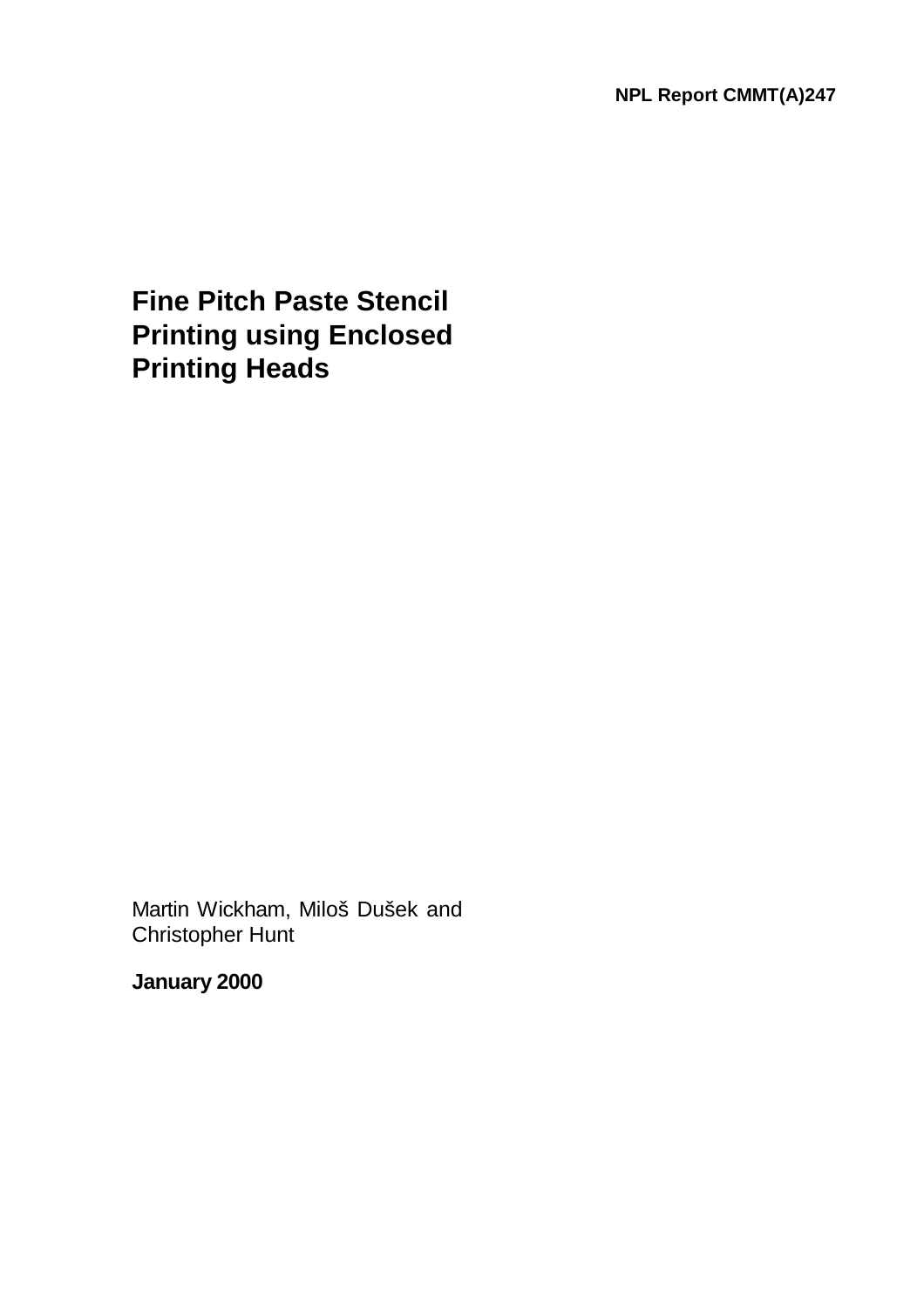**NPL Report CMMT(A)247**

# Fine Pitch Paste Stencil Printing using Enclosed Printing Heads

Martin Wickham, Miloš Dušek and Christopher Hunt

**January 2000**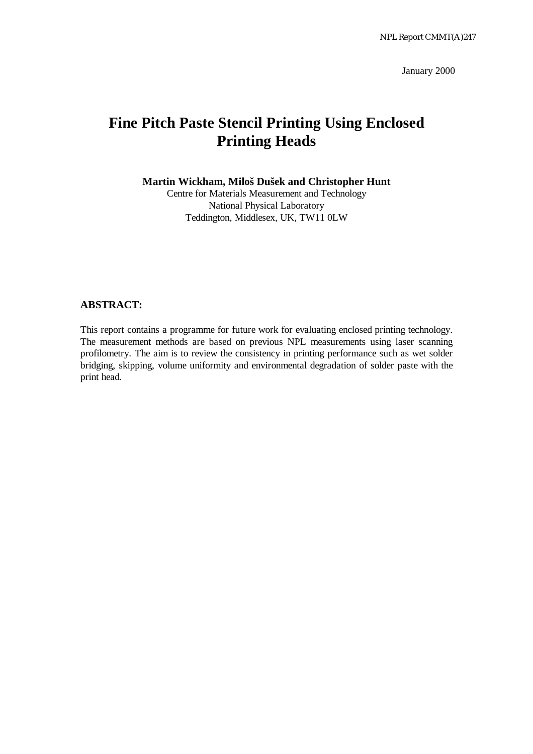NPL Report CMMT(A)247

January 2000

# Fine Pitch Paste Stencil Printing Using Enclosed Printing Heads

**Martin Wickham, Miloš Dušek and Christopher Hunt**

Centre for Materials Measurement and Technology
National Physical Laboratory
Teddington, Middlesex, UK, TW11 0LW

## ABSTRACT:

This report contains a programme for future work for evaluating enclosed printing technology. The measurement methods are based on previous NPL measurements using laser scanning profilometry. The aim is to review the consistency in printing performance such as wet solder bridging, skipping, volume uniformity and environmental degradation of solder paste with the print head.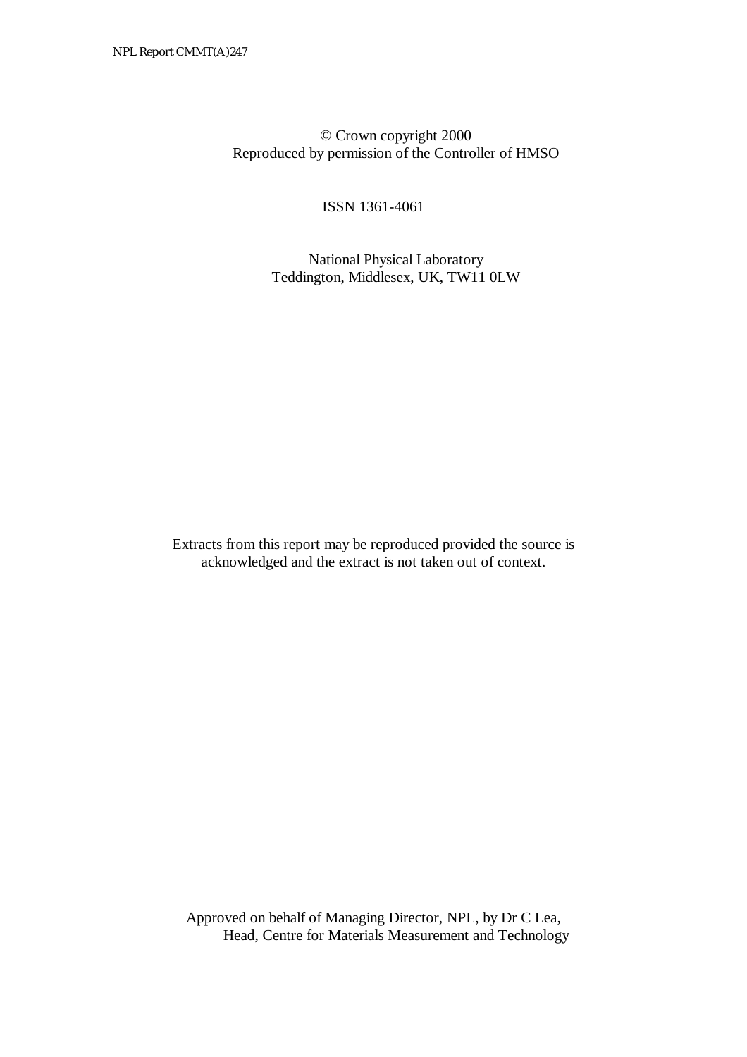© Crown copyright 2000
Reproduced by permission of the Controller of HMSO

ISSN 1361-4061

National Physical Laboratory
Teddington, Middlesex, UK, TW11 0LW

Extracts from this report may be reproduced provided the source is acknowledged and the extract is not taken out of context.

Approved on behalf of Managing Director, NPL, by Dr C Lea,
Head, Centre for Materials Measurement and Technology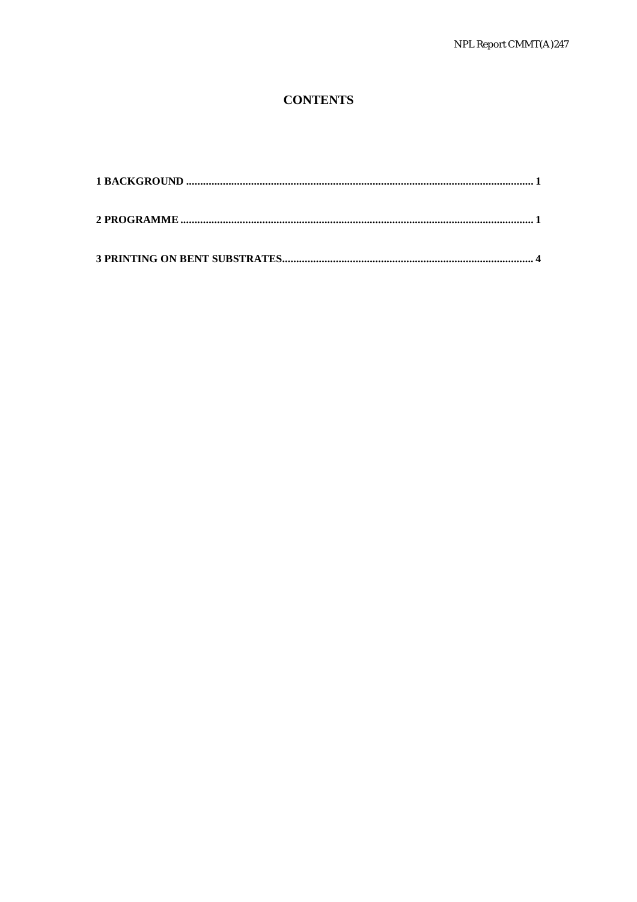# CONTENTS

**1 BACKGROUND ........................................................................................................................ 1**

**2 PROGRAMME ........................................................................................................................ 1**

**3 PRINTING ON BENT SUBSTRATES........................................................................................ 4**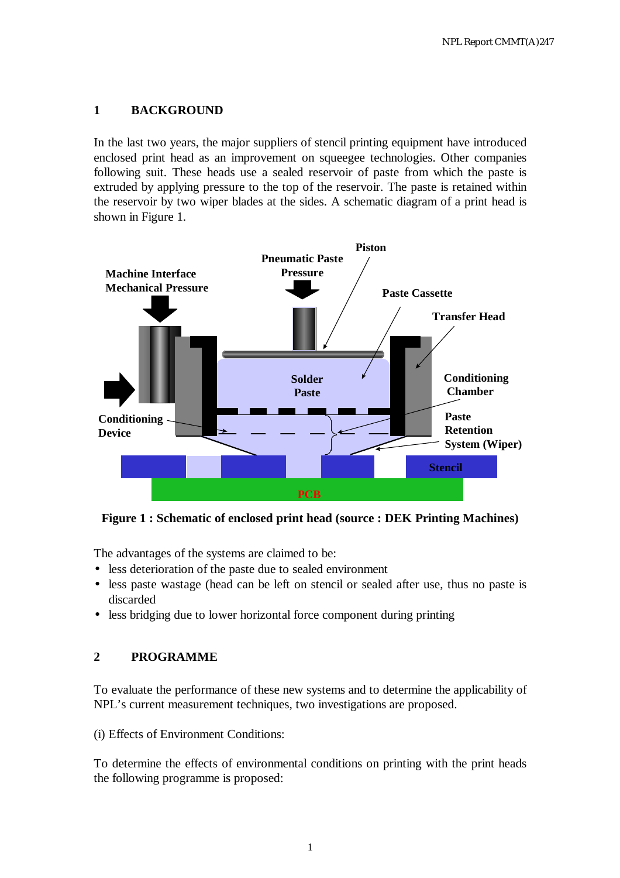## 1 BACKGROUND

In the last two years, the major suppliers of stencil printing equipment have introduced enclosed print head as an improvement on squeegee technologies. Other companies following suit. These heads use a sealed reservoir of paste from which the paste is extruded by applying pressure to the top of the reservoir. The paste is retained within the reservoir by two wiper blades at the sides. A schematic diagram of a print head is shown in Figure 1.

**Figure 1 : Schematic of enclosed print head (source : DEK Printing Machines)**

The advantages of the systems are claimed to be:

- less deterioration of the paste due to sealed environment
- less paste wastage (head can be left on stencil or sealed after use, thus no paste is discarded
- less bridging due to lower horizontal force component during printing

## 2 PROGRAMME

To evaluate the performance of these new systems and to determine the applicability of NPL's current measurement techniques, two investigations are proposed.

(i) Effects of Environment Conditions:

To determine the effects of environmental conditions on printing with the print heads the following programme is proposed: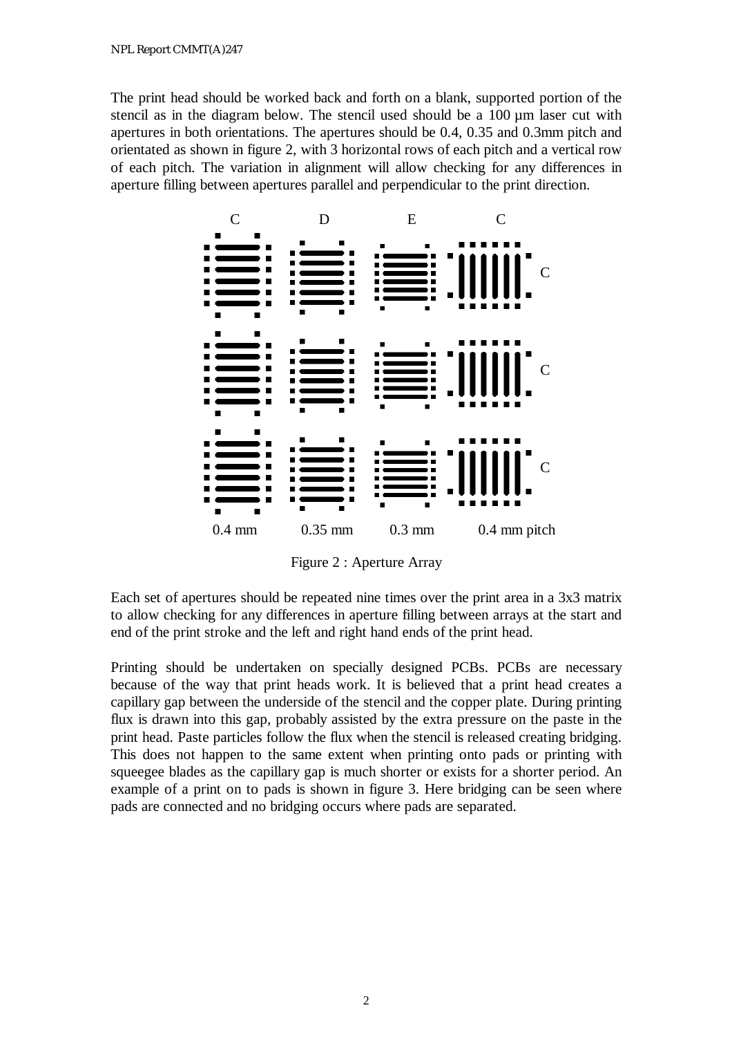The print head should be worked back and forth on a blank, supported portion of the stencil as in the diagram below. The stencil used should be a 100 µm laser cut with apertures in both orientations. The apertures should be 0.4, 0.35 and 0.3mm pitch and orientated as shown in figure 2, with 3 horizontal rows of each pitch and a vertical row of each pitch. The variation in alignment will allow checking for any differences in aperture filling between apertures parallel and perpendicular to the print direction.

Figure 2 : Aperture Array

Each set of apertures should be repeated nine times over the print area in a 3x3 matrix to allow checking for any differences in aperture filling between arrays at the start and end of the print stroke and the left and right hand ends of the print head.

Printing should be undertaken on specially designed PCBs. PCBs are necessary because of the way that print heads work. It is believed that a print head creates a capillary gap between the underside of the stencil and the copper plate. During printing flux is drawn into this gap, probably assisted by the extra pressure on the paste in the print head. Paste particles follow the flux when the stencil is released creating bridging. This does not happen to the same extent when printing onto pads or printing with squeegee blades as the capillary gap is much shorter or exists for a shorter period. An example of a print on to pads is shown in figure 3. Here bridging can be seen where pads are connected and no bridging occurs where pads are separated.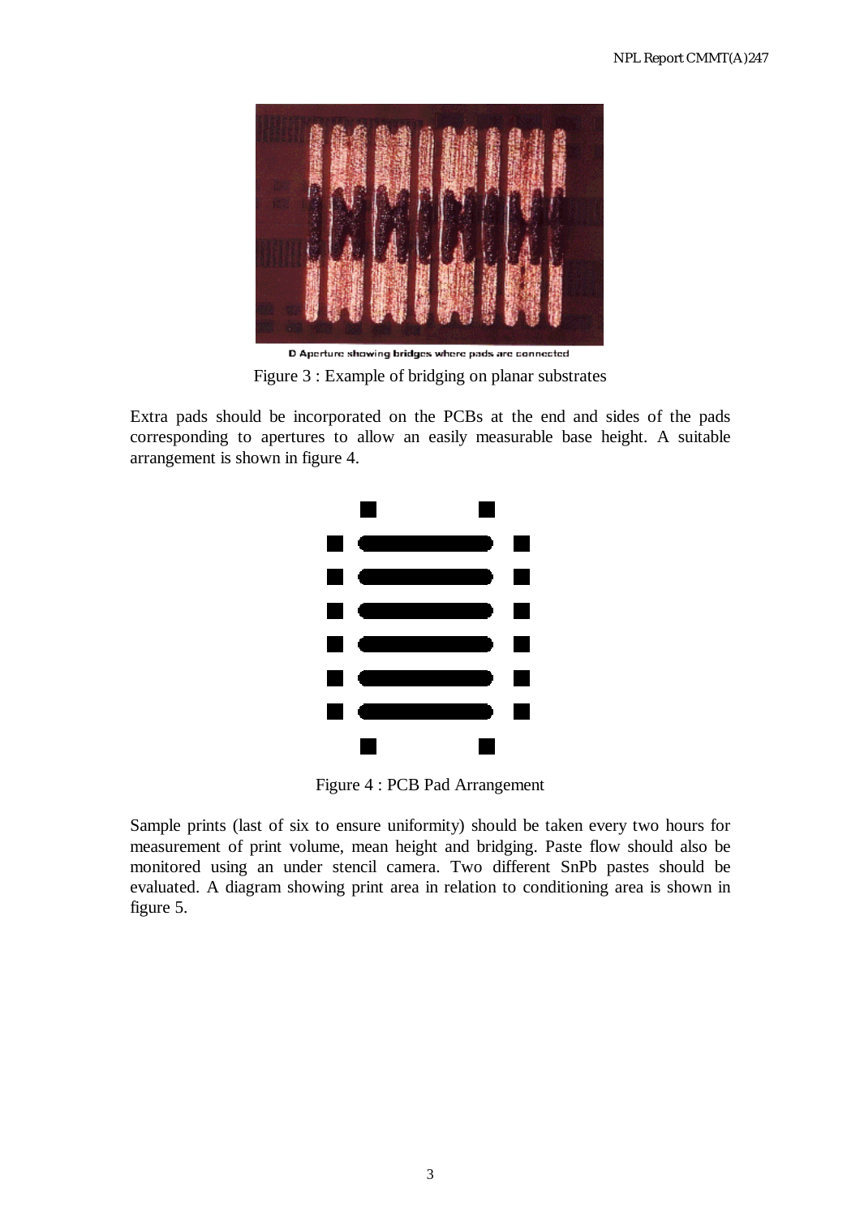D Aperture showing bridges where pads are connected

Figure 3 : Example of bridging on planar substrates

Extra pads should be incorporated on the PCBs at the end and sides of the pads corresponding to apertures to allow an easily measurable base height. A suitable arrangement is shown in figure 4.

Figure 4 : PCB Pad Arrangement

Sample prints (last of six to ensure uniformity) should be taken every two hours for measurement of print volume, mean height and bridging. Paste flow should also be monitored using an under stencil camera. Two different SnPb pastes should be evaluated. A diagram showing print area in relation to conditioning area is shown in figure 5.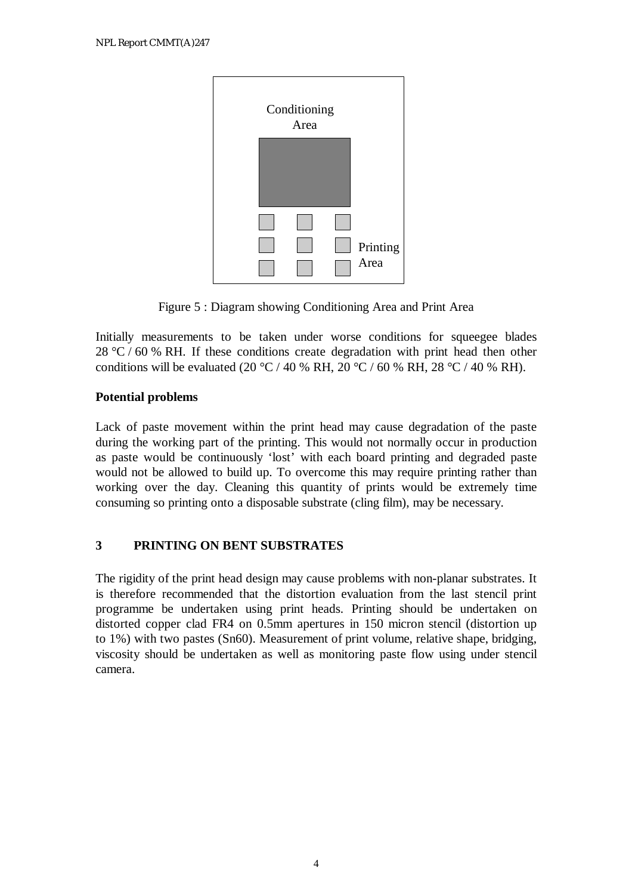Conditioning Area

Printing Area

Figure 5 : Diagram showing Conditioning Area and Print Area

Initially measurements to be taken under worse conditions for squeegee blades 28 °C / 60 % RH. If these conditions create degradation with print head then other conditions will be evaluated (20 °C / 40 % RH, 20 °C / 60 % RH, 28 °C / 40 % RH).

**Potential problems**

Lack of paste movement within the print head may cause degradation of the paste during the working part of the printing. This would not normally occur in production as paste would be continuously 'lost' with each board printing and degraded paste would not be allowed to build up. To overcome this may require printing rather than working over the day. Cleaning this quantity of prints would be extremely time consuming so printing onto a disposable substrate (cling film), may be necessary.

## 3 PRINTING ON BENT SUBSTRATES

The rigidity of the print head design may cause problems with non-planar substrates. It is therefore recommended that the distortion evaluation from the last stencil print programme be undertaken using print heads. Printing should be undertaken on distorted copper clad FR4 on 0.5mm apertures in 150 micron stencil (distortion up to 1%) with two pastes (Sn60). Measurement of print volume, relative shape, bridging, viscosity should be undertaken as well as monitoring paste flow using under stencil camera.